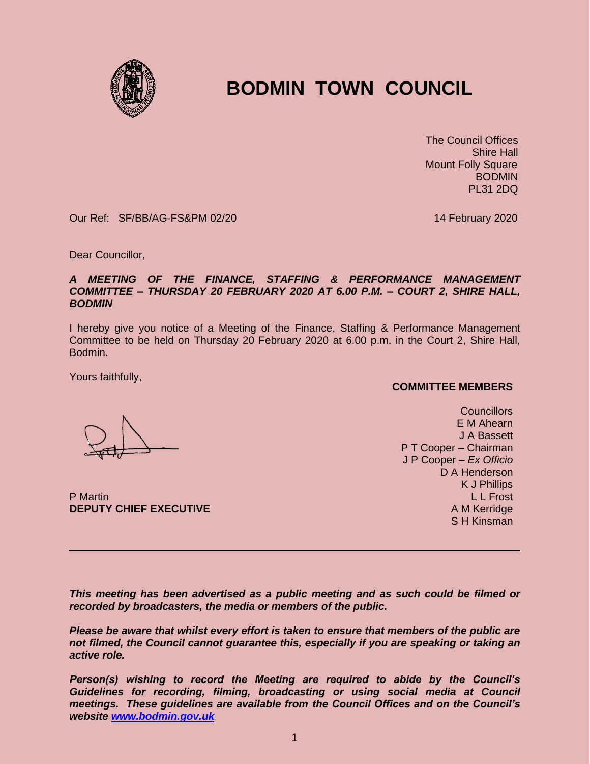# BODMIN TOWN COUNCIL

The Council Offices
Shire Hall
Mount Folly Square
BODMIN
PL31 2DQ

Our Ref: SF/BB/AG-FS&PM 02/20

14 February 2020

Dear Councillor,

***A MEETING OF THE FINANCE, STAFFING & PERFORMANCE MANAGEMENT COMMITTEE – THURSDAY 20 FEBRUARY 2020 AT 6.00 P.M. – COURT 2, SHIRE HALL, BODMIN***

I hereby give you notice of a Meeting of the Finance, Staffing & Performance Management Committee to be held on Thursday 20 February 2020 at 6.00 p.m. in the Court 2, Shire Hall, Bodmin.

Yours faithfully,

P Martin
**DEPUTY CHIEF EXECUTIVE**

**COMMITTEE MEMBERS**

Councillors
E M Ahearn
J A Bassett
P T Cooper – Chairman
J P Cooper – *Ex Officio*
D A Henderson
K J Phillips
L L Frost
A M Kerridge
S H Kinsman

---

***This meeting has been advertised as a public meeting and as such could be filmed or recorded by broadcasters, the media or members of the public.***

***Please be aware that whilst every effort is taken to ensure that members of the public are not filmed, the Council cannot guarantee this, especially if you are speaking or taking an active role.***

***Person(s) wishing to record the Meeting are required to abide by the Council's Guidelines for recording, filming, broadcasting or using social media at Council meetings. These guidelines are available from the Council Offices and on the Council's website [www.bodmin.gov.uk](http://www.bodmin.gov.uk)***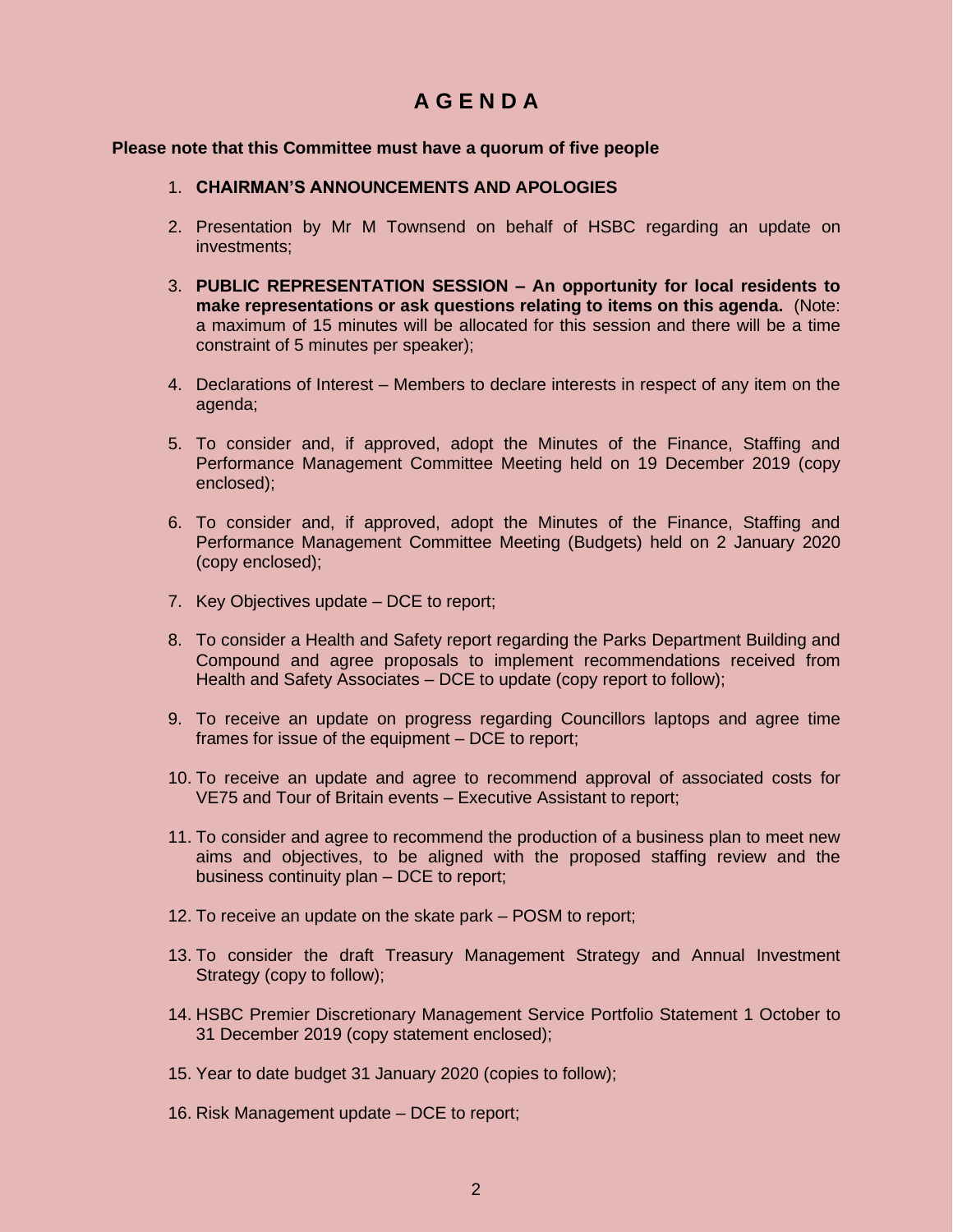# A G E N D A

**Please note that this Committee must have a quorum of five people**

1. **CHAIRMAN'S ANNOUNCEMENTS AND APOLOGIES**

2. Presentation by Mr M Townsend on behalf of HSBC regarding an update on investments;

3. **PUBLIC REPRESENTATION SESSION – An opportunity for local residents to make representations or ask questions relating to items on this agenda.** (Note: a maximum of 15 minutes will be allocated for this session and there will be a time constraint of 5 minutes per speaker);

4. Declarations of Interest – Members to declare interests in respect of any item on the agenda;

5. To consider and, if approved, adopt the Minutes of the Finance, Staffing and Performance Management Committee Meeting held on 19 December 2019 (copy enclosed);

6. To consider and, if approved, adopt the Minutes of the Finance, Staffing and Performance Management Committee Meeting (Budgets) held on 2 January 2020 (copy enclosed);

7. Key Objectives update – DCE to report;

8. To consider a Health and Safety report regarding the Parks Department Building and Compound and agree proposals to implement recommendations received from Health and Safety Associates – DCE to update (copy report to follow);

9. To receive an update on progress regarding Councillors laptops and agree time frames for issue of the equipment – DCE to report;

10. To receive an update and agree to recommend approval of associated costs for VE75 and Tour of Britain events – Executive Assistant to report;

11. To consider and agree to recommend the production of a business plan to meet new aims and objectives, to be aligned with the proposed staffing review and the business continuity plan – DCE to report;

12. To receive an update on the skate park – POSM to report;

13. To consider the draft Treasury Management Strategy and Annual Investment Strategy (copy to follow);

14. HSBC Premier Discretionary Management Service Portfolio Statement 1 October to 31 December 2019 (copy statement enclosed);

15. Year to date budget 31 January 2020 (copies to follow);

16. Risk Management update – DCE to report;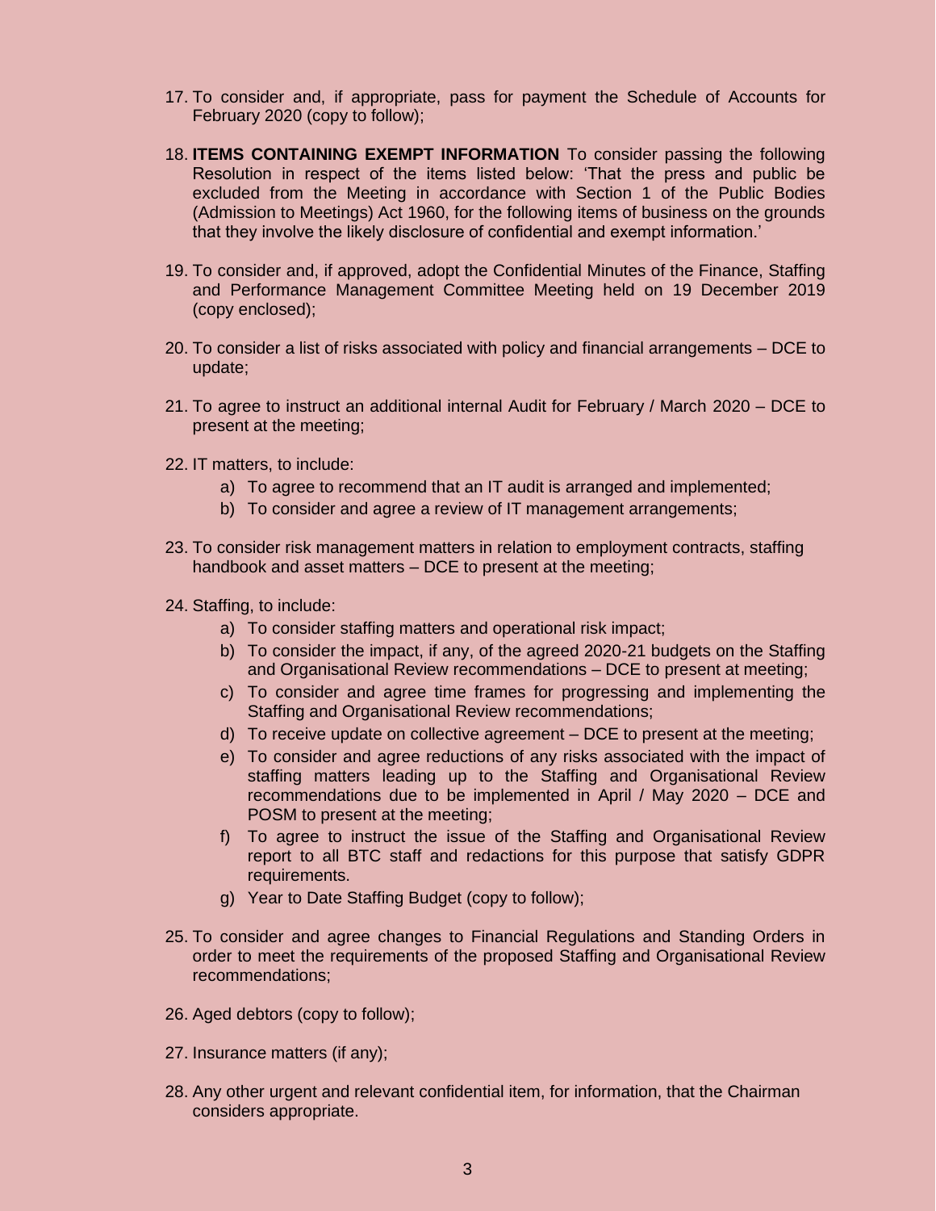17. To consider and, if appropriate, pass for payment the Schedule of Accounts for February 2020 (copy to follow);

18. **ITEMS CONTAINING EXEMPT INFORMATION** To consider passing the following Resolution in respect of the items listed below: 'That the press and public be excluded from the Meeting in accordance with Section 1 of the Public Bodies (Admission to Meetings) Act 1960, for the following items of business on the grounds that they involve the likely disclosure of confidential and exempt information.'

19. To consider and, if approved, adopt the Confidential Minutes of the Finance, Staffing and Performance Management Committee Meeting held on 19 December 2019 (copy enclosed);

20. To consider a list of risks associated with policy and financial arrangements – DCE to update;

21. To agree to instruct an additional internal Audit for February / March 2020 – DCE to present at the meeting;

22. IT matters, to include:
    a) To agree to recommend that an IT audit is arranged and implemented;
    b) To consider and agree a review of IT management arrangements;

23. To consider risk management matters in relation to employment contracts, staffing handbook and asset matters – DCE to present at the meeting;

24. Staffing, to include:
    a) To consider staffing matters and operational risk impact;
    b) To consider the impact, if any, of the agreed 2020-21 budgets on the Staffing and Organisational Review recommendations – DCE to present at meeting;
    c) To consider and agree time frames for progressing and implementing the Staffing and Organisational Review recommendations;
    d) To receive update on collective agreement – DCE to present at the meeting;
    e) To consider and agree reductions of any risks associated with the impact of staffing matters leading up to the Staffing and Organisational Review recommendations due to be implemented in April / May 2020 – DCE and POSM to present at the meeting;
    f) To agree to instruct the issue of the Staffing and Organisational Review report to all BTC staff and redactions for this purpose that satisfy GDPR requirements.
    g) Year to Date Staffing Budget (copy to follow);

25. To consider and agree changes to Financial Regulations and Standing Orders in order to meet the requirements of the proposed Staffing and Organisational Review recommendations;

26. Aged debtors (copy to follow);

27. Insurance matters (if any);

28. Any other urgent and relevant confidential item, for information, that the Chairman considers appropriate.